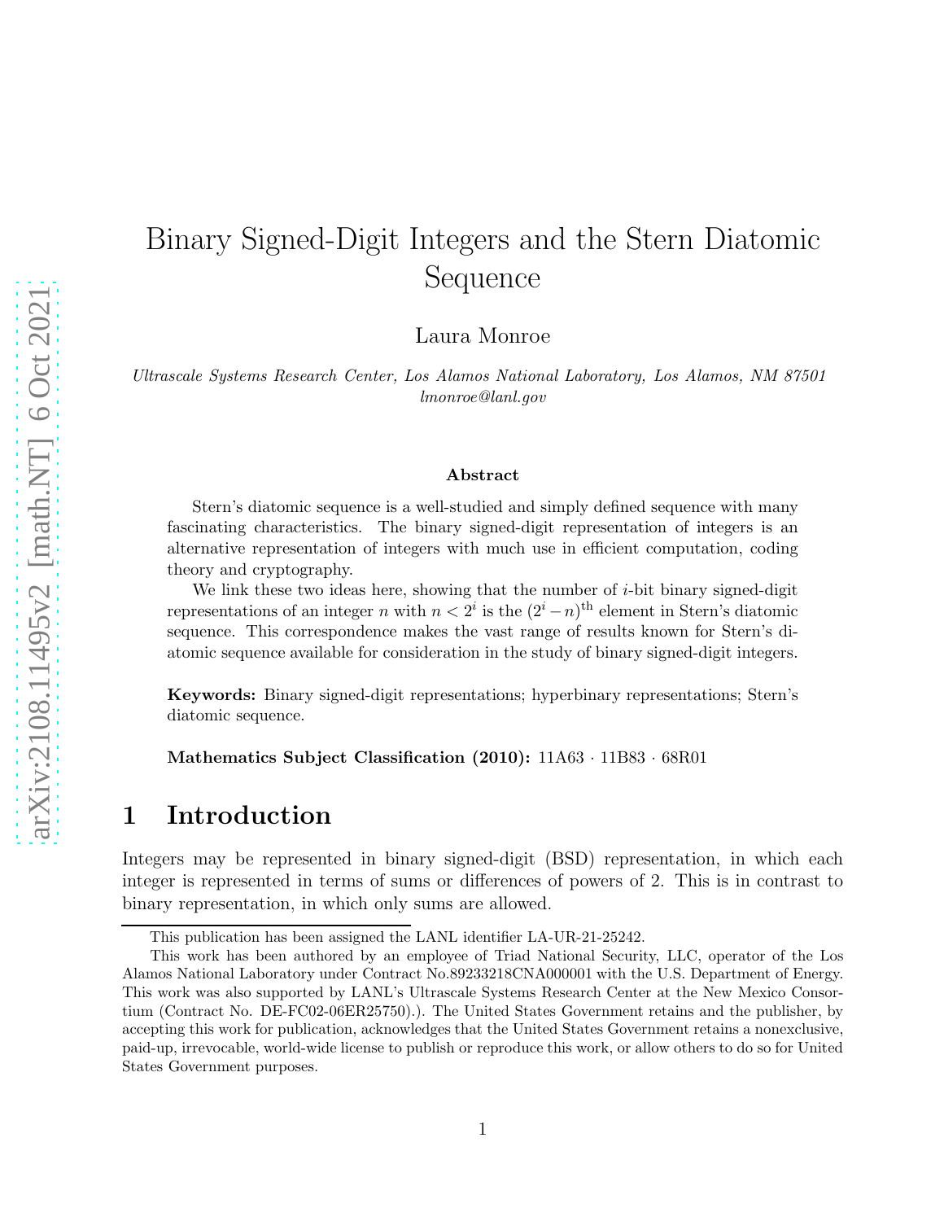# Binary Signed-Digit Integers and the Stern Diatomic Sequence

Laura Monroe

*Ultrascale Systems Research Center, Los Alamos National Laboratory, Los Alamos, NM 87501*
*lmonroe@lanl.gov*

### Abstract

Stern's diatomic sequence is a well-studied and simply defined sequence with many fascinating characteristics. The binary signed-digit representation of integers is an alternative representation of integers with much use in efficient computation, coding theory and cryptography.

We link these two ideas here, showing that the number of $i$-bit binary signed-digit representations of an integer $n$ with $n < 2^i$ is the $(2^i - n)^{\text{th}}$ element in Stern's diatomic sequence. This correspondence makes the vast range of results known for Stern's diatomic sequence available for consideration in the study of binary signed-digit integers.

**Keywords:** Binary signed-digit representations; hyperbinary representations; Stern's diatomic sequence.

**Mathematics Subject Classification (2010):** 11A63 · 11B83 · 68R01

## 1 Introduction

Integers may be represented in binary signed-digit (BSD) representation, in which each integer is represented in terms of sums or differences of powers of 2. This is in contrast to binary representation, in which only sums are allowed.

---

This publication has been assigned the LANL identifier LA-UR-21-25242.

This work has been authored by an employee of Triad National Security, LLC, operator of the Los Alamos National Laboratory under Contract No.89233218CNA000001 with the U.S. Department of Energy. This work was also supported by LANL's Ultrascale Systems Research Center at the New Mexico Consortium (Contract No. DE-FC02-06ER25750).). The United States Government retains and the publisher, by accepting this work for publication, acknowledges that the United States Government retains a nonexclusive, paid-up, irrevocable, world-wide license to publish or reproduce this work, or allow others to do so for United States Government purposes.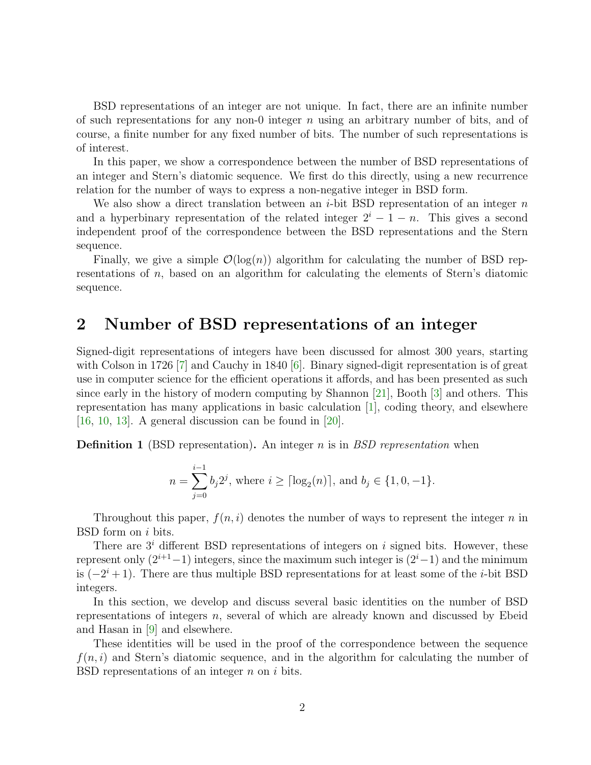BSD representations of an integer are not unique. In fact, there are an infinite number of such representations for any non-0 integer $n$ using an arbitrary number of bits, and of course, a finite number for any fixed number of bits. The number of such representations is of interest.

In this paper, we show a correspondence between the number of BSD representations of an integer and Stern's diatomic sequence. We first do this directly, using a new recurrence relation for the number of ways to express a non-negative integer in BSD form.

We also show a direct translation between an $i$-bit BSD representation of an integer $n$ and a hyperbinary representation of the related integer $2^i - 1 - n$. This gives a second independent proof of the correspondence between the BSD representations and the Stern sequence.

Finally, we give a simple $\mathcal{O}(\log(n))$ algorithm for calculating the number of BSD representations of $n$, based on an algorithm for calculating the elements of Stern's diatomic sequence.

## 2 Number of BSD representations of an integer

Signed-digit representations of integers have been discussed for almost 300 years, starting with Colson in 1726 [7] and Cauchy in 1840 [6]. Binary signed-digit representation is of great use in computer science for the efficient operations it affords, and has been presented as such since early in the history of modern computing by Shannon [21], Booth [3] and others. This representation has many applications in basic calculation [1], coding theory, and elsewhere [16, 10, 13]. A general discussion can be found in [20].

**Definition 1** (BSD representation)**.** An integer $n$ is in *BSD representation* when

$$n = \sum_{j=0}^{i-1} b_j 2^j, \text{ where } i \geq \lceil \log_2(n) \rceil, \text{ and } b_j \in \{1, 0, -1\}.$$

Throughout this paper, $f(n, i)$ denotes the number of ways to represent the integer $n$ in BSD form on $i$ bits.

There are $3^i$ different BSD representations of integers on $i$ signed bits. However, these represent only $(2^{i+1}-1)$ integers, since the maximum such integer is $(2^i-1)$ and the minimum is $(-2^i+1)$. There are thus multiple BSD representations for at least some of the $i$-bit BSD integers.

In this section, we develop and discuss several basic identities on the number of BSD representations of integers $n$, several of which are already known and discussed by Ebeid and Hasan in [9] and elsewhere.

These identities will be used in the proof of the correspondence between the sequence $f(n, i)$ and Stern's diatomic sequence, and in the algorithm for calculating the number of BSD representations of an integer $n$ on $i$ bits.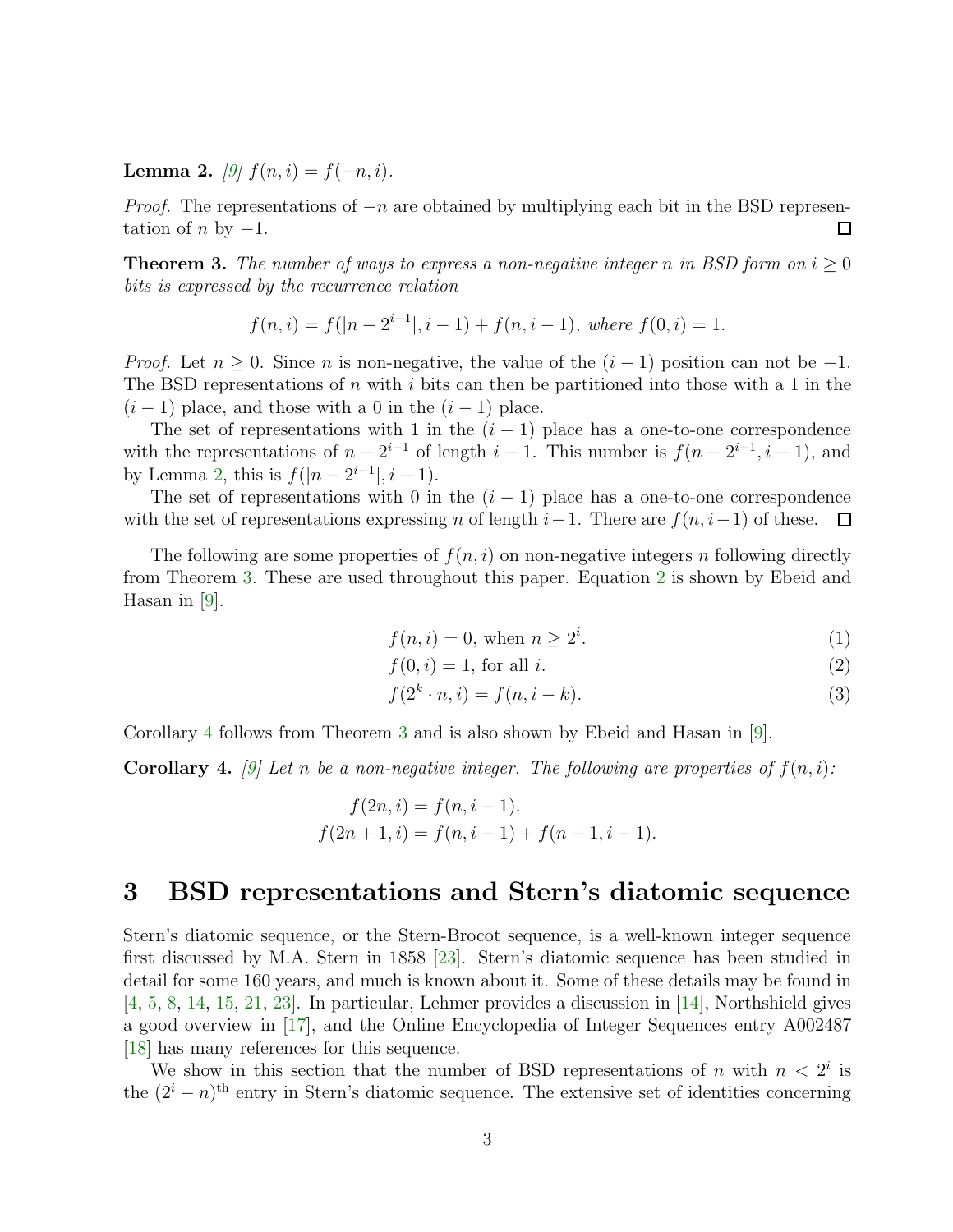**Lemma 2.** *[9] $f(n,i) = f(-n,i)$.*

*Proof.* The representations of $-n$ are obtained by multiplying each bit in the BSD representation of $n$ by $-1$. □

**Theorem 3.** *The number of ways to express a non-negative integer $n$ in BSD form on $i \geq 0$ bits is expressed by the recurrence relation*

$$f(n,i) = f(|n - 2^{i-1}|, i-1) + f(n, i-1), \text{ where } f(0,i) = 1.$$

*Proof.* Let $n \geq 0$. Since $n$ is non-negative, the value of the $(i-1)$ position can not be $-1$. The BSD representations of $n$ with $i$ bits can then be partitioned into those with a 1 in the $(i-1)$ place, and those with a 0 in the $(i-1)$ place.

The set of representations with 1 in the $(i-1)$ place has a one-to-one correspondence with the representations of $n - 2^{i-1}$ of length $i-1$. This number is $f(n - 2^{i-1}, i-1)$, and by Lemma 2, this is $f(|n - 2^{i-1}|, i-1)$.

The set of representations with 0 in the $(i-1)$ place has a one-to-one correspondence with the set of representations expressing $n$ of length $i-1$. There are $f(n, i-1)$ of these. □

The following are some properties of $f(n,i)$ on non-negative integers $n$ following directly from Theorem 3. These are used throughout this paper. Equation 2 is shown by Ebeid and Hasan in [9].

$$f(n,i) = 0, \text{ when } n \geq 2^i. \tag{1}$$

$$f(0,i) = 1, \text{ for all } i. \tag{2}$$

$$f(2^k \cdot n, i) = f(n, i-k). \tag{3}$$

Corollary 4 follows from Theorem 3 and is also shown by Ebeid and Hasan in [9].

**Corollary 4.** *[9] Let $n$ be a non-negative integer. The following are properties of $f(n,i)$:*

$$f(2n, i) = f(n, i-1).$$
$$f(2n+1, i) = f(n, i-1) + f(n+1, i-1).$$

# 3 BSD representations and Stern's diatomic sequence

Stern's diatomic sequence, or the Stern-Brocot sequence, is a well-known integer sequence first discussed by M.A. Stern in 1858 [23]. Stern's diatomic sequence has been studied in detail for some 160 years, and much is known about it. Some of these details may be found in [4, 5, 8, 14, 15, 21, 23]. In particular, Lehmer provides a discussion in [14], Northshield gives a good overview in [17], and the Online Encyclopedia of Integer Sequences entry A002487 [18] has many references for this sequence.

We show in this section that the number of BSD representations of $n$ with $n < 2^i$ is the $(2^i - n)^{\text{th}}$ entry in Stern's diatomic sequence. The extensive set of identities concerning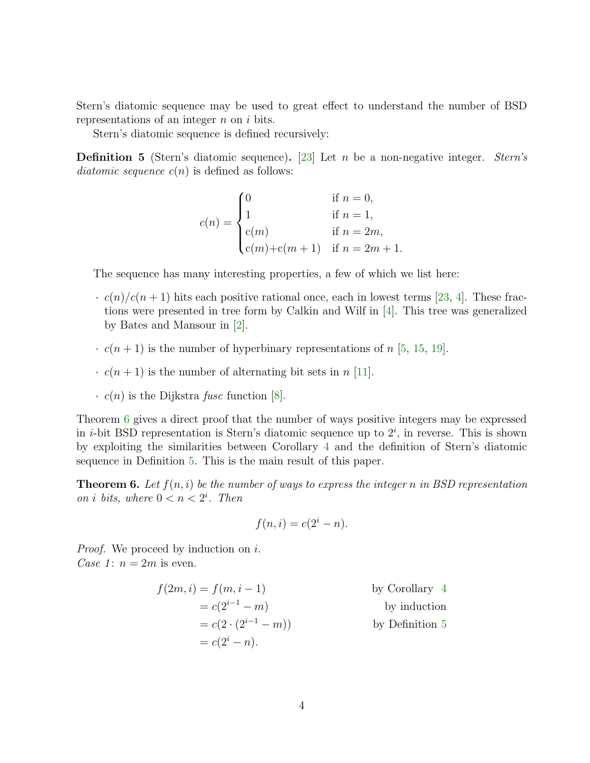Stern's diatomic sequence may be used to great effect to understand the number of BSD representations of an integer $n$ on $i$ bits.

Stern's diatomic sequence is defined recursively:

**Definition 5** (Stern's diatomic sequence)**.** [23] Let $n$ be a non-negative integer. *Stern's diatomic sequence* $c(n)$ is defined as follows:

$$c(n) = \begin{cases} 0 & \text{if } n = 0, \\ 1 & \text{if } n = 1, \\ \text{c}(m) & \text{if } n = 2m, \\ \text{c}(m)\text{+c}(m+1) & \text{if } n = 2m+1. \end{cases}$$

The sequence has many interesting properties, a few of which we list here:

- $c(n)/c(n+1)$ hits each positive rational once, each in lowest terms [23, 4]. These fractions were presented in tree form by Calkin and Wilf in [4]. This tree was generalized by Bates and Mansour in [2].
- $c(n+1)$ is the number of hyperbinary representations of $n$ [5, 15, 19].
- $c(n+1)$ is the number of alternating bit sets in $n$ [11].
- $c(n)$ is the Dijkstra *fusc* function [8].

Theorem 6 gives a direct proof that the number of ways positive integers may be expressed in $i$-bit BSD representation is Stern's diatomic sequence up to $2^i$, in reverse. This is shown by exploiting the similarities between Corollary 4 and the definition of Stern's diatomic sequence in Definition 5. This is the main result of this paper.

**Theorem 6.** *Let $f(n, i)$ be the number of ways to express the integer $n$ in BSD representation on $i$ bits, where $0 < n < 2^i$. Then*

$$f(n, i) = c(2^i - n).$$

*Proof.* We proceed by induction on $i$.
*Case 1*: $n = 2m$ is even.

$$\begin{aligned} f(2m, i) &= f(m, i-1) && \text{by Corollary 4} \\ &= c(2^{i-1} - m) && \text{by induction} \\ &= c(2 \cdot (2^{i-1} - m)) && \text{by Definition 5} \\ &= c(2^i - n). \end{aligned}$$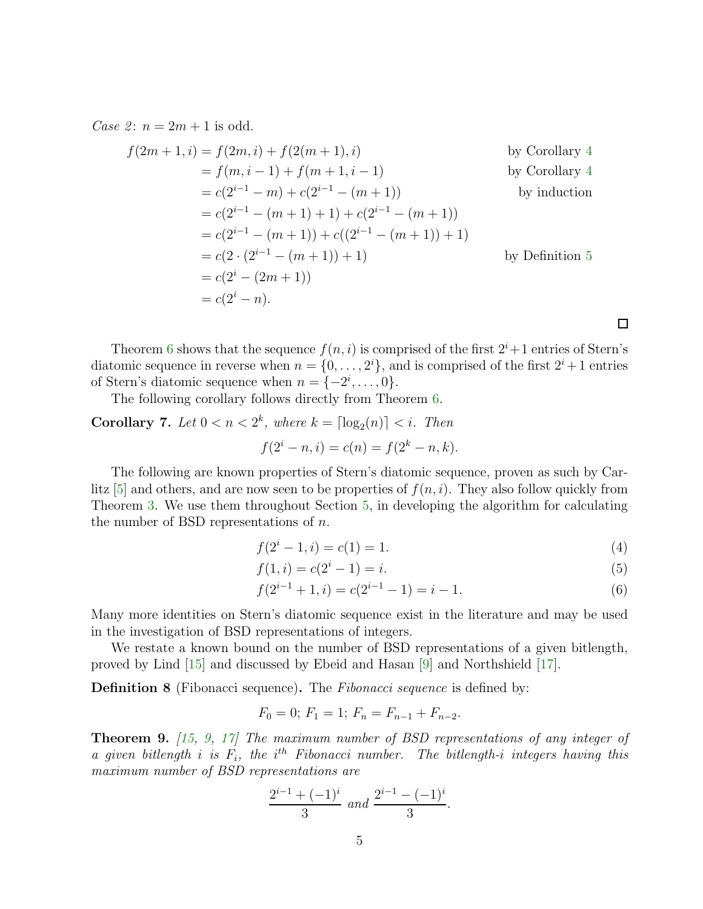*Case 2*: $n = 2m + 1$ is odd.

$$
\begin{aligned}
f(2m+1, i) &= f(2m, i) + f(2(m+1), i) && \text{by Corollary 4} \\
&= f(m, i-1) + f(m+1, i-1) && \text{by Corollary 4} \\
&= c(2^{i-1} - m) + c(2^{i-1} - (m+1)) && \text{by induction} \\
&= c(2^{i-1} - (m+1) + 1) + c(2^{i-1} - (m+1)) \\
&= c(2^{i-1} - (m+1)) + c((2^{i-1} - (m+1)) + 1) \\
&= c(2 \cdot (2^{i-1} - (m+1)) + 1) && \text{by Definition 5} \\
&= c(2^i - (2m+1)) \\
&= c(2^i - n).
\end{aligned}
$$

□

Theorem 6 shows that the sequence $f(n, i)$ is comprised of the first $2^i + 1$ entries of Stern's diatomic sequence in reverse when $n = \{0, \ldots, 2^i\}$, and is comprised of the first $2^i + 1$ entries of Stern's diatomic sequence when $n = \{-2^i, \ldots, 0\}$.

The following corollary follows directly from Theorem 6.

**Corollary 7.** *Let $0 < n < 2^k$, where $k = \lceil \log_2(n) \rceil < i$. Then*

$$f(2^i - n, i) = c(n) = f(2^k - n, k).$$

The following are known properties of Stern's diatomic sequence, proven as such by Carlitz [5] and others, and are now seen to be properties of $f(n, i)$. They also follow quickly from Theorem 3. We use them throughout Section 5, in developing the algorithm for calculating the number of BSD representations of $n$.

$$f(2^i - 1, i) = c(1) = 1. \tag{4}$$

$$f(1, i) = c(2^i - 1) = i. \tag{5}$$

$$f(2^{i-1} + 1, i) = c(2^{i-1} - 1) = i - 1. \tag{6}$$

Many more identities on Stern's diatomic sequence exist in the literature and may be used in the investigation of BSD representations of integers.

We restate a known bound on the number of BSD representations of a given bitlength, proved by Lind [15] and discussed by Ebeid and Hasan [9] and Northshield [17].

**Definition 8** (Fibonacci sequence)**.** The *Fibonacci sequence* is defined by:

$$F_0 = 0;\ F_1 = 1;\ F_n = F_{n-1} + F_{n-2}.$$

**Theorem 9.** *[15, 9, 17] The maximum number of BSD representations of any integer of a given bitlength $i$ is $F_i$, the $i^{th}$ Fibonacci number. The bitlength-$i$ integers having this maximum number of BSD representations are*

$$\frac{2^{i-1} + (-1)^i}{3} \text{ and } \frac{2^{i-1} - (-1)^i}{3}.$$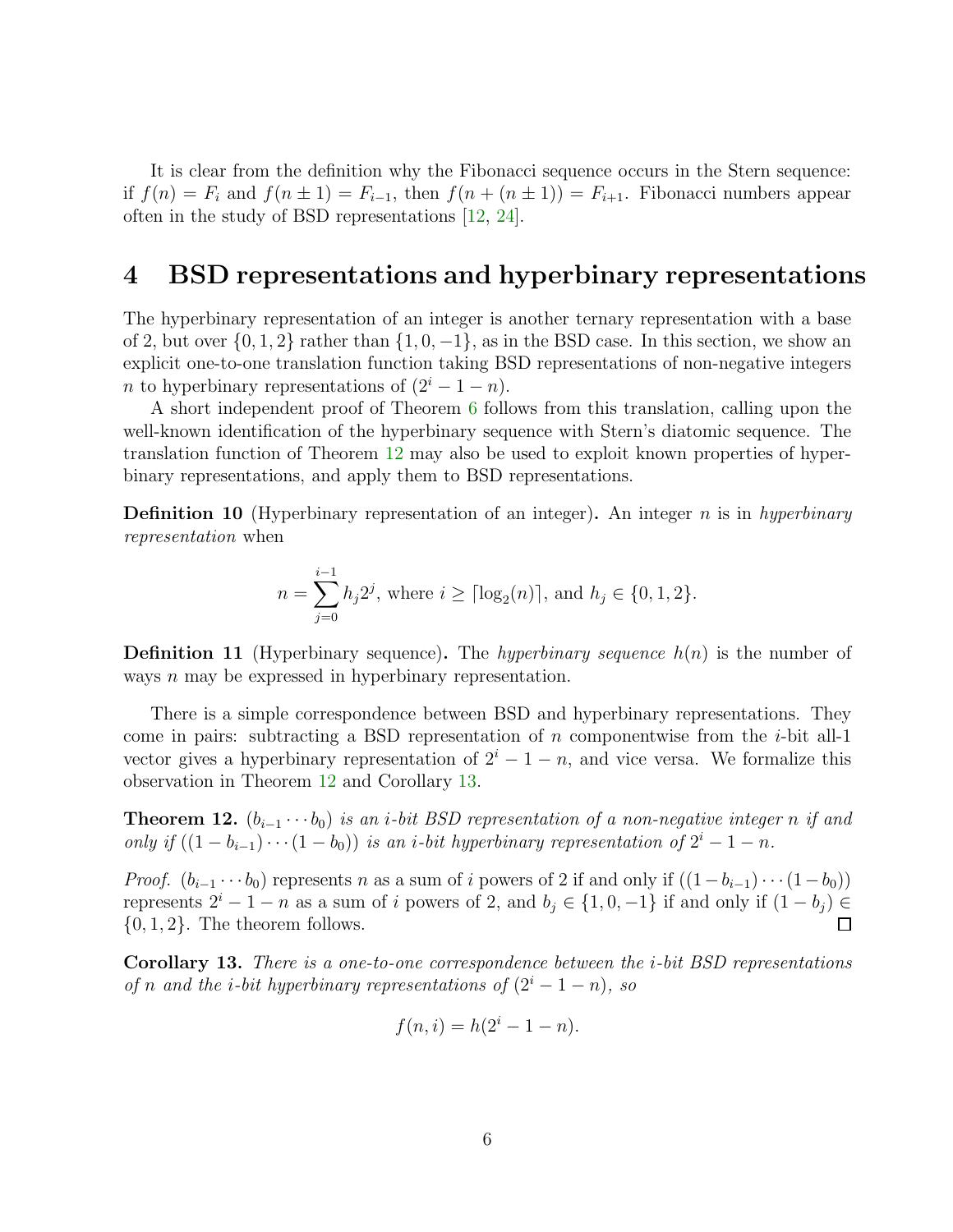It is clear from the definition why the Fibonacci sequence occurs in the Stern sequence: if $f(n) = F_i$ and $f(n \pm 1) = F_{i-1}$, then $f(n + (n \pm 1)) = F_{i+1}$. Fibonacci numbers appear often in the study of BSD representations [12, 24].

## 4 BSD representations and hyperbinary representations

The hyperbinary representation of an integer is another ternary representation with a base of 2, but over $\{0, 1, 2\}$ rather than $\{1, 0, -1\}$, as in the BSD case. In this section, we show an explicit one-to-one translation function taking BSD representations of non-negative integers $n$ to hyperbinary representations of $(2^i - 1 - n)$.

A short independent proof of Theorem 6 follows from this translation, calling upon the well-known identification of the hyperbinary sequence with Stern's diatomic sequence. The translation function of Theorem 12 may also be used to exploit known properties of hyperbinary representations, and apply them to BSD representations.

**Definition 10** (Hyperbinary representation of an integer)**.** An integer $n$ is in *hyperbinary representation* when

$$n = \sum_{j=0}^{i-1} h_j 2^j, \text{ where } i \geq \lceil \log_2(n) \rceil, \text{ and } h_j \in \{0, 1, 2\}.$$

**Definition 11** (Hyperbinary sequence)**.** The *hyperbinary sequence* $h(n)$ is the number of ways $n$ may be expressed in hyperbinary representation.

There is a simple correspondence between BSD and hyperbinary representations. They come in pairs: subtracting a BSD representation of $n$ componentwise from the $i$-bit all-1 vector gives a hyperbinary representation of $2^i - 1 - n$, and vice versa. We formalize this observation in Theorem 12 and Corollary 13.

**Theorem 12.** *$(b_{i-1} \cdots b_0)$ is an $i$-bit BSD representation of a non-negative integer $n$ if and only if $((1 - b_{i-1}) \cdots (1 - b_0))$ is an $i$-bit hyperbinary representation of $2^i - 1 - n$.*

*Proof.* $(b_{i-1} \cdots b_0)$ represents $n$ as a sum of $i$ powers of 2 if and only if $((1 - b_{i-1}) \cdots (1 - b_0))$ represents $2^i - 1 - n$ as a sum of $i$ powers of 2, and $b_j \in \{1, 0, -1\}$ if and only if $(1 - b_j) \in \{0, 1, 2\}$. The theorem follows. $\square$

**Corollary 13.** *There is a one-to-one correspondence between the $i$-bit BSD representations of $n$ and the $i$-bit hyperbinary representations of $(2^i - 1 - n)$, so*

$$f(n, i) = h(2^i - 1 - n).$$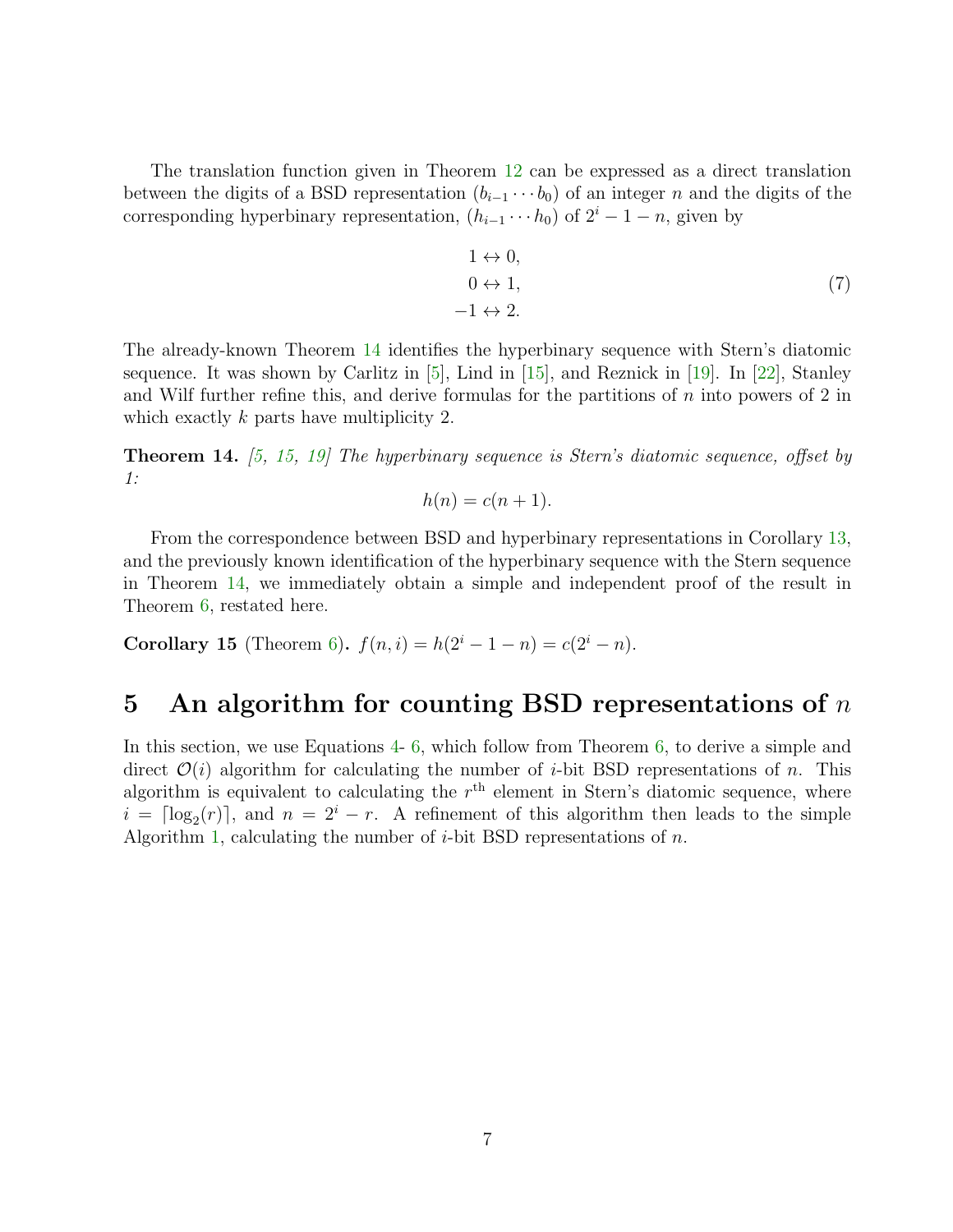The translation function given in Theorem 12 can be expressed as a direct translation between the digits of a BSD representation $(b_{i-1} \cdots b_0)$ of an integer $n$ and the digits of the corresponding hyperbinary representation, $(h_{i-1} \cdots h_0)$ of $2^i - 1 - n$, given by

$$
\begin{aligned}
1 &\leftrightarrow 0, \\
0 &\leftrightarrow 1, \\
-1 &\leftrightarrow 2.
\end{aligned}
\tag{7}
$$

The already-known Theorem 14 identifies the hyperbinary sequence with Stern's diatomic sequence. It was shown by Carlitz in [5], Lind in [15], and Reznick in [19]. In [22], Stanley and Wilf further refine this, and derive formulas for the partitions of $n$ into powers of 2 in which exactly $k$ parts have multiplicity 2.

**Theorem 14.** *[5, 15, 19] The hyperbinary sequence is Stern's diatomic sequence, offset by 1:*

$$h(n) = c(n + 1).$$

From the correspondence between BSD and hyperbinary representations in Corollary 13, and the previously known identification of the hyperbinary sequence with the Stern sequence in Theorem 14, we immediately obtain a simple and independent proof of the result in Theorem 6, restated here.

**Corollary 15** (Theorem 6)**.** $f(n, i) = h(2^i - 1 - n) = c(2^i - n)$.

## 5 An algorithm for counting BSD representations of $n$

In this section, we use Equations 4- 6, which follow from Theorem 6, to derive a simple and direct $\mathcal{O}(i)$ algorithm for calculating the number of $i$-bit BSD representations of $n$. This algorithm is equivalent to calculating the $r^{\text{th}}$ element in Stern's diatomic sequence, where $i = \lceil \log_2(r) \rceil$, and $n = 2^i - r$. A refinement of this algorithm then leads to the simple Algorithm 1, calculating the number of $i$-bit BSD representations of $n$.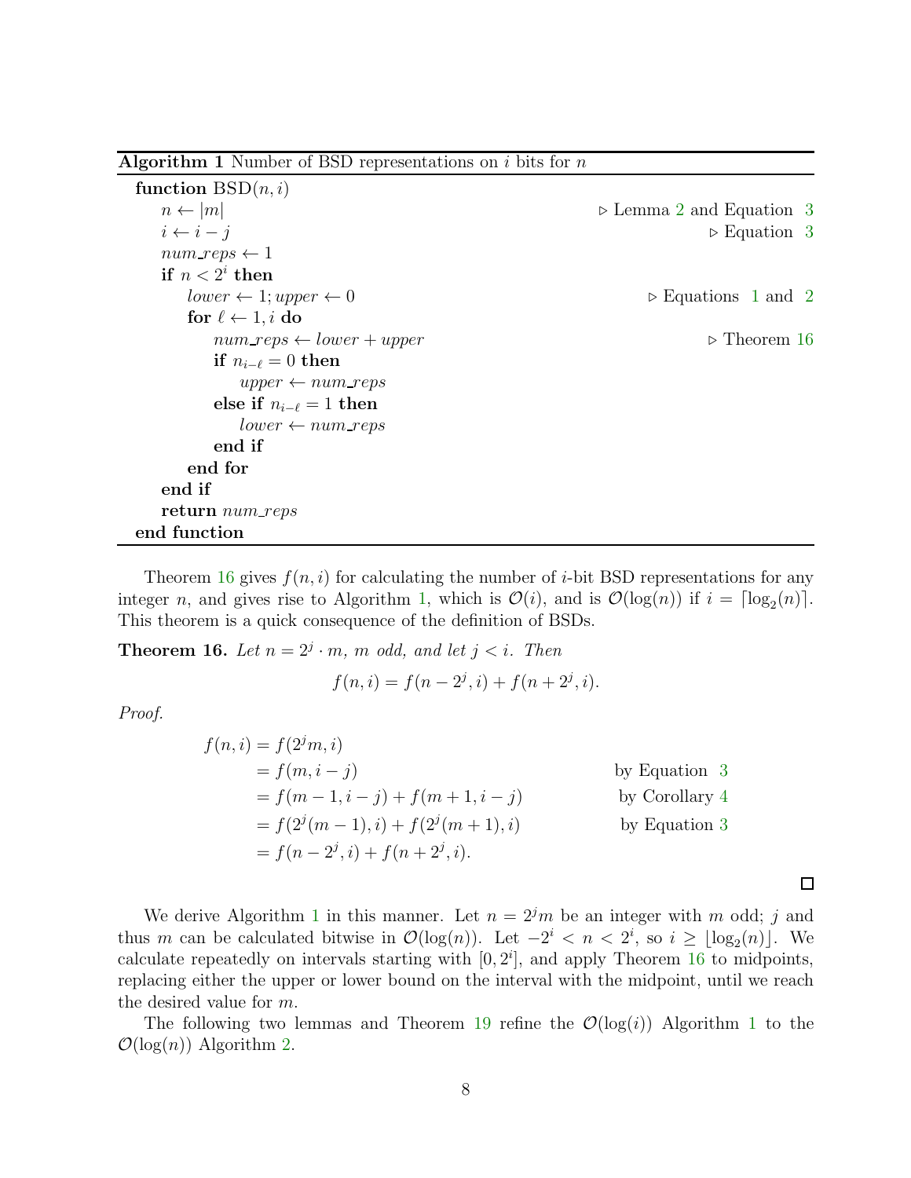**Algorithm 1** Number of BSD representations on $i$ bits for $n$

```
function BSD(n, i)
    n ← |m|                                          ▷ Lemma 2 and Equation 3
    i ← i − j                                        ▷ Equation 3
    num_reps ← 1
    if n < 2^i then
        lower ← 1; upper ← 0                         ▷ Equations 1 and 2
        for ℓ ← 1, i do
            num_reps ← lower + upper                 ▷ Theorem 16
            if n_{i−ℓ} = 0 then
                upper ← num_reps
            else if n_{i−ℓ} = 1 then
                lower ← num_reps
            end if
        end for
    end if
    return num_reps
end function
```

Theorem 16 gives $f(n, i)$ for calculating the number of $i$-bit BSD representations for any integer $n$, and gives rise to Algorithm 1, which is $\mathcal{O}(i)$, and is $\mathcal{O}(\log(n))$ if $i = \lceil \log_2(n) \rceil$. This theorem is a quick consequence of the definition of BSDs.

**Theorem 16.** *Let $n = 2^j \cdot m$, $m$ odd, and let $j < i$. Then*

$$f(n, i) = f(n - 2^j, i) + f(n + 2^j, i).$$

*Proof.*

$$\begin{aligned}
f(n, i) &= f(2^j m, i) \\
&= f(m, i - j) && \text{by Equation 3} \\
&= f(m - 1, i - j) + f(m + 1, i - j) && \text{by Corollary 4} \\
&= f(2^j(m - 1), i) + f(2^j(m + 1), i) && \text{by Equation 3} \\
&= f(n - 2^j, i) + f(n + 2^j, i).
\end{aligned}$$

□

We derive Algorithm 1 in this manner. Let $n = 2^j m$ be an integer with $m$ odd; $j$ and thus $m$ can be calculated bitwise in $\mathcal{O}(\log(n))$. Let $-2^i < n < 2^i$, so $i \geq \lfloor \log_2(n) \rfloor$. We calculate repeatedly on intervals starting with $[0, 2^i]$, and apply Theorem 16 to midpoints, replacing either the upper or lower bound on the interval with the midpoint, until we reach the desired value for $m$.

The following two lemmas and Theorem 19 refine the $\mathcal{O}(\log(i))$ Algorithm 1 to the $\mathcal{O}(\log(n))$ Algorithm 2.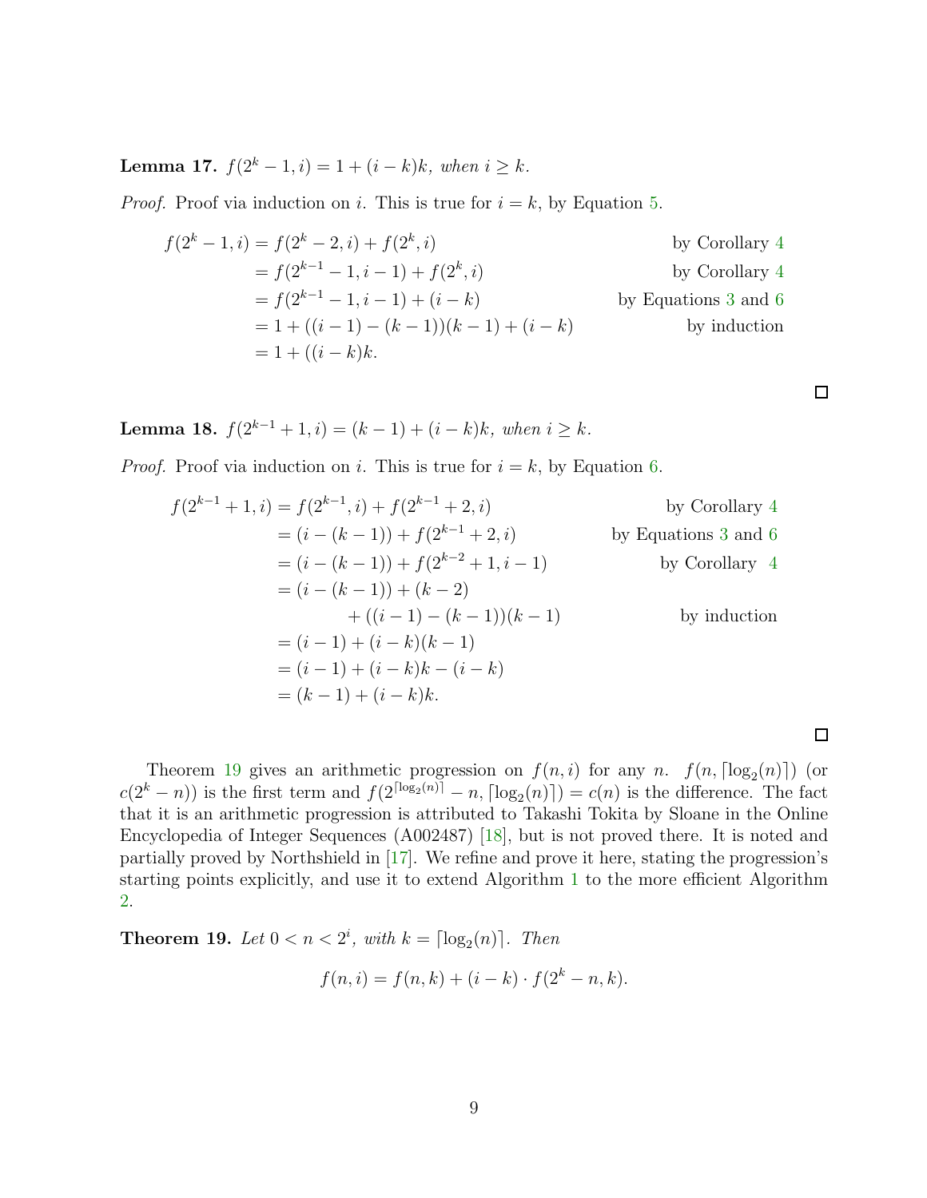**Lemma 17.** *$f(2^k - 1, i) = 1 + (i-k)k$, when $i \geq k$.*

*Proof.* Proof via induction on $i$. This is true for $i = k$, by Equation 5.

$$
\begin{aligned}
f(2^k - 1, i) &= f(2^k - 2, i) + f(2^k, i) && \text{by Corollary 4} \\
&= f(2^{k-1} - 1, i-1) + f(2^k, i) && \text{by Corollary 4} \\
&= f(2^{k-1} - 1, i-1) + (i-k) && \text{by Equations 3 and 6} \\
&= 1 + ((i-1) - (k-1))(k-1) + (i-k) && \text{by induction} \\
&= 1 + ((i-k)k.
\end{aligned}
$$

□

**Lemma 18.** *$f(2^{k-1} + 1, i) = (k-1) + (i-k)k$, when $i \geq k$.*

*Proof.* Proof via induction on $i$. This is true for $i = k$, by Equation 6.

$$
\begin{aligned}
f(2^{k-1} + 1, i) &= f(2^{k-1}, i) + f(2^{k-1} + 2, i) && \text{by Corollary 4} \\
&= (i - (k-1)) + f(2^{k-1} + 2, i) && \text{by Equations 3 and 6} \\
&= (i - (k-1)) + f(2^{k-2} + 1, i-1) && \text{by Corollary 4} \\
&= (i - (k-1)) + (k-2) \\
&\qquad + ((i-1) - (k-1))(k-1) && \text{by induction} \\
&= (i-1) + (i-k)(k-1) \\
&= (i-1) + (i-k)k - (i-k) \\
&= (k-1) + (i-k)k.
\end{aligned}
$$

□

Theorem 19 gives an arithmetic progression on $f(n, i)$ for any $n$. $f(n, \lceil \log_2(n) \rceil)$ (or $c(2^k - n)$) is the first term and $f(2^{\lceil \log_2(n) \rceil} - n, \lceil \log_2(n) \rceil) = c(n)$ is the difference. The fact that it is an arithmetic progression is attributed to Takashi Tokita by Sloane in the Online Encyclopedia of Integer Sequences (A002487) [18], but is not proved there. It is noted and partially proved by Northshield in [17]. We refine and prove it here, stating the progression's starting points explicitly, and use it to extend Algorithm 1 to the more efficient Algorithm 2.

**Theorem 19.** *Let $0 < n < 2^i$, with $k = \lceil \log_2(n) \rceil$. Then*

$$f(n, i) = f(n, k) + (i - k) \cdot f(2^k - n, k).$$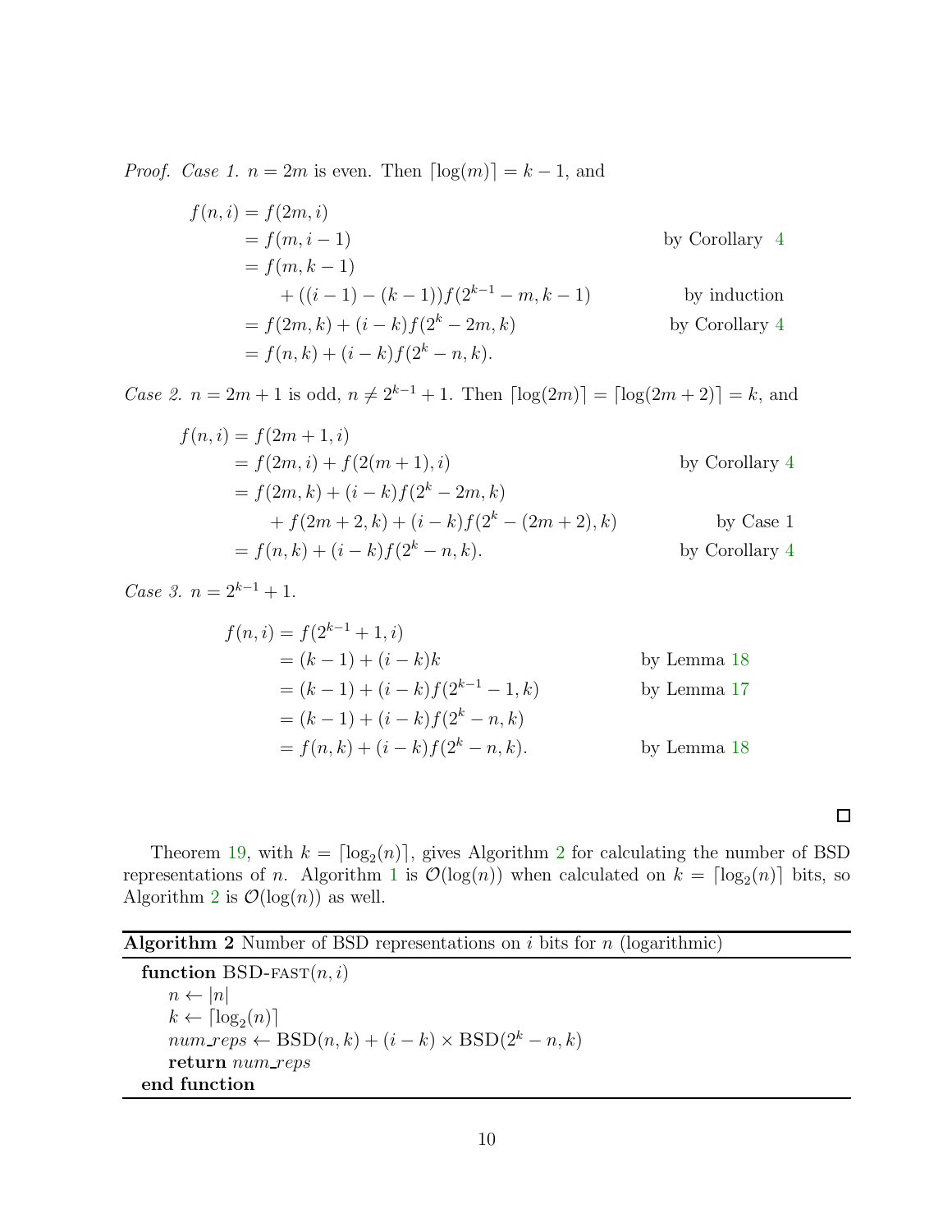*Proof. Case 1.* $n = 2m$ is even. Then $\lceil \log(m) \rceil = k - 1$, and

$$
\begin{aligned}
f(n, i) &= f(2m, i) \\
&= f(m, i - 1) && \text{by Corollary 4} \\
&= f(m, k - 1) \\
&\quad + ((i - 1) - (k - 1)) f(2^{k-1} - m, k - 1) && \text{by induction} \\
&= f(2m, k) + (i - k) f(2^k - 2m, k) && \text{by Corollary 4} \\
&= f(n, k) + (i - k) f(2^k - n, k).
\end{aligned}
$$

*Case 2.* $n = 2m + 1$ is odd, $n \neq 2^{k-1} + 1$. Then $\lceil \log(2m) \rceil = \lceil \log(2m + 2) \rceil = k$, and

$$
\begin{aligned}
f(n, i) &= f(2m + 1, i) \\
&= f(2m, i) + f(2(m + 1), i) && \text{by Corollary 4} \\
&= f(2m, k) + (i - k) f(2^k - 2m, k) \\
&\quad + f(2m + 2, k) + (i - k) f(2^k - (2m + 2), k) && \text{by Case 1} \\
&= f(n, k) + (i - k) f(2^k - n, k). && \text{by Corollary 4}
\end{aligned}
$$

*Case 3.* $n = 2^{k-1} + 1$.

$$
\begin{aligned}
f(n, i) &= f(2^{k-1} + 1, i) \\
&= (k - 1) + (i - k)k && \text{by Lemma 18} \\
&= (k - 1) + (i - k) f(2^{k-1} - 1, k) && \text{by Lemma 17} \\
&= (k - 1) + (i - k) f(2^k - n, k) \\
&= f(n, k) + (i - k) f(2^k - n, k). && \text{by Lemma 18}
\end{aligned}
$$

□

Theorem 19, with $k = \lceil \log_2(n) \rceil$, gives Algorithm 2 for calculating the number of BSD representations of $n$. Algorithm 1 is $\mathcal{O}(\log(n))$ when calculated on $k = \lceil \log_2(n) \rceil$ bits, so Algorithm 2 is $\mathcal{O}(\log(n))$ as well.

**Algorithm 2** Number of BSD representations on $i$ bits for $n$ (logarithmic)

```
function BSD-FAST(n, i)
    n ← |n|
    k ← ⌈log_2(n)⌉
    num_reps ← BSD(n, k) + (i − k) × BSD(2^k − n, k)
    return num_reps
end function
```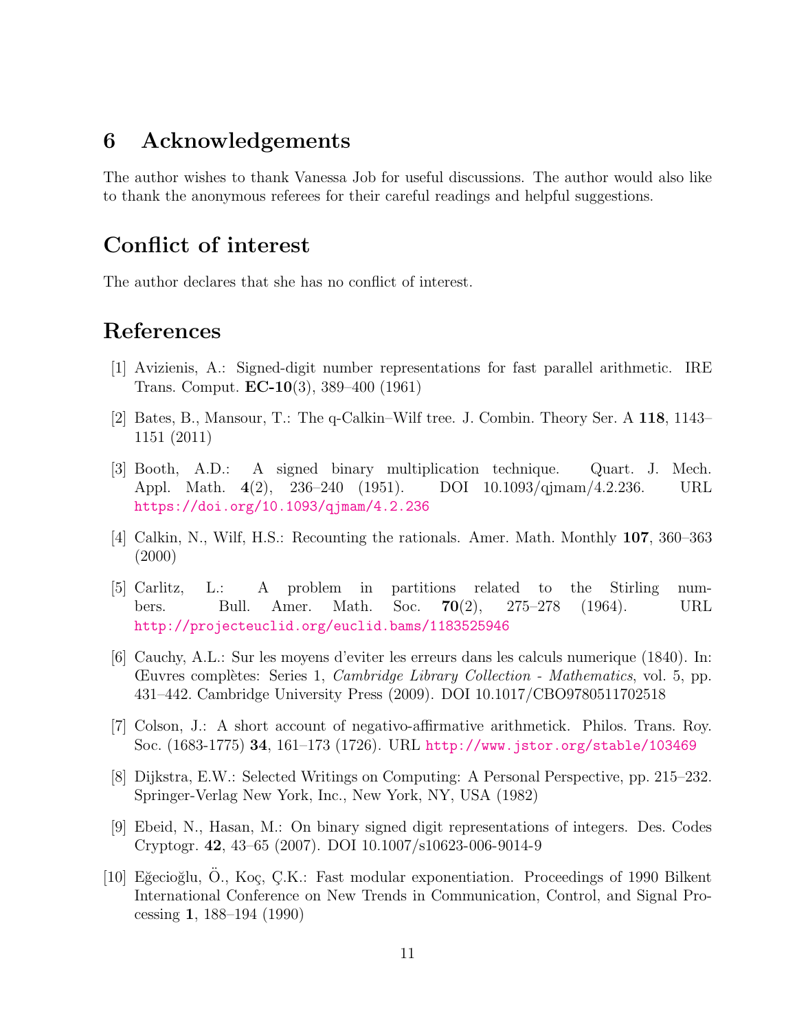## 6 Acknowledgements

The author wishes to thank Vanessa Job for useful discussions. The author would also like to thank the anonymous referees for their careful readings and helpful suggestions.

## Conflict of interest

The author declares that she has no conflict of interest.

## References

[1] Avizienis, A.: Signed-digit number representations for fast parallel arithmetic. IRE Trans. Comput. **EC-10**(3), 389–400 (1961)

[2] Bates, B., Mansour, T.: The q-Calkin–Wilf tree. J. Combin. Theory Ser. A **118**, 1143–1151 (2011)

[3] Booth, A.D.: A signed binary multiplication technique. Quart. J. Mech. Appl. Math. **4**(2), 236–240 (1951). DOI 10.1093/qjmam/4.2.236. URL https://doi.org/10.1093/qjmam/4.2.236

[4] Calkin, N., Wilf, H.S.: Recounting the rationals. Amer. Math. Monthly **107**, 360–363 (2000)

[5] Carlitz, L.: A problem in partitions related to the Stirling numbers. Bull. Amer. Math. Soc. **70**(2), 275–278 (1964). URL http://projecteuclid.org/euclid.bams/1183525946

[6] Cauchy, A.L.: Sur les moyens d'eviter les erreurs dans les calculs numerique (1840). In: Œuvres complètes: Series 1, *Cambridge Library Collection - Mathematics*, vol. 5, pp. 431–442. Cambridge University Press (2009). DOI 10.1017/CBO9780511702518

[7] Colson, J.: A short account of negativo-affirmative arithmetick. Philos. Trans. Roy. Soc. (1683-1775) **34**, 161–173 (1726). URL http://www.jstor.org/stable/103469

[8] Dijkstra, E.W.: Selected Writings on Computing: A Personal Perspective, pp. 215–232. Springer-Verlag New York, Inc., New York, NY, USA (1982)

[9] Ebeid, N., Hasan, M.: On binary signed digit representations of integers. Des. Codes Cryptogr. **42**, 43–65 (2007). DOI 10.1007/s10623-006-9014-9

[10] Eğecioğlu, Ö., Koç, Ç.K.: Fast modular exponentiation. Proceedings of 1990 Bilkent International Conference on New Trends in Communication, Control, and Signal Processing **1**, 188–194 (1990)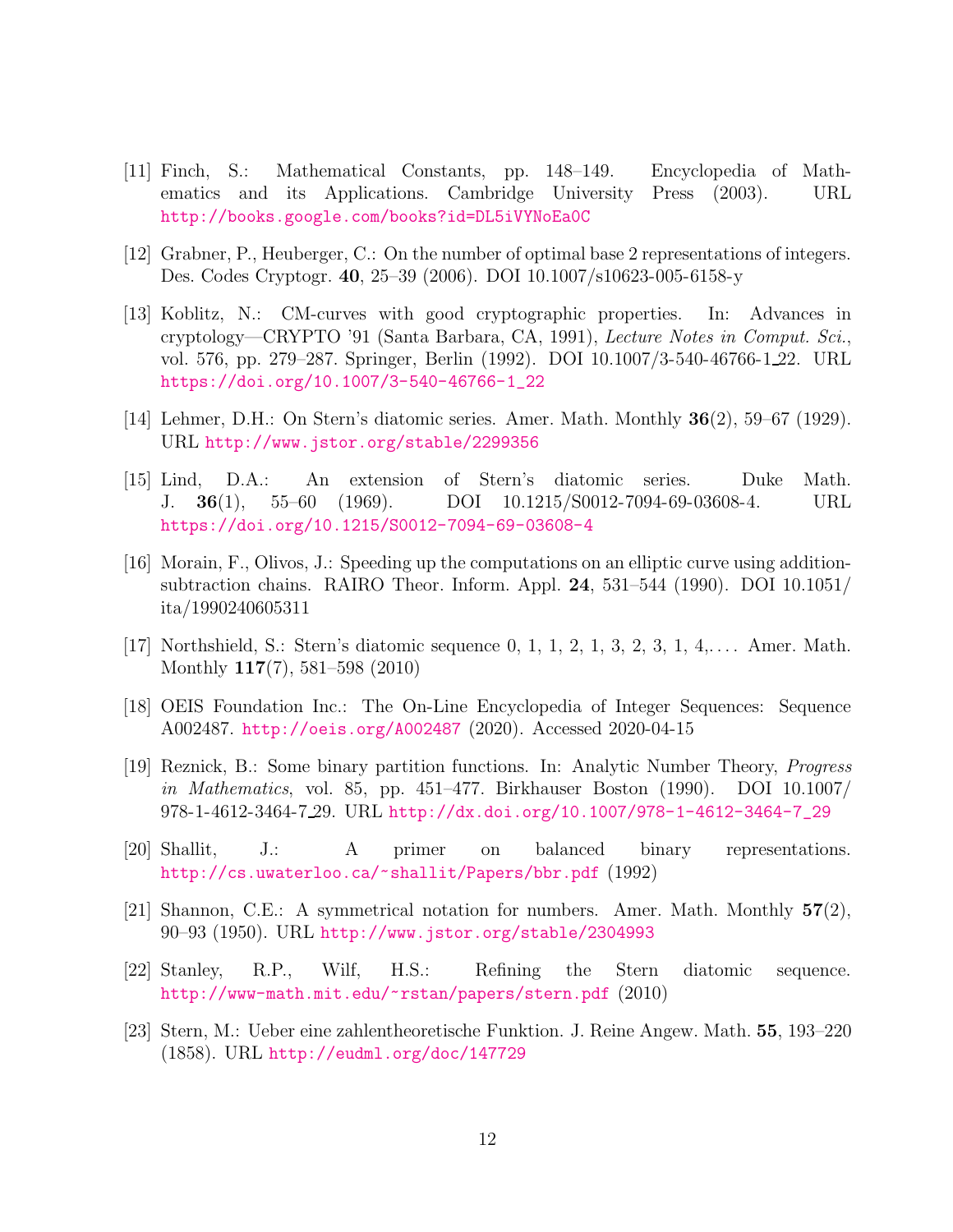[11] Finch, S.: Mathematical Constants, pp. 148–149. Encyclopedia of Mathematics and its Applications. Cambridge University Press (2003). URL http://books.google.com/books?id=DL5iVYNoEa0C

[12] Grabner, P., Heuberger, C.: On the number of optimal base 2 representations of integers. Des. Codes Cryptogr. **40**, 25–39 (2006). DOI 10.1007/s10623-005-6158-y

[13] Koblitz, N.: CM-curves with good cryptographic properties. In: Advances in cryptology—CRYPTO '91 (Santa Barbara, CA, 1991), *Lecture Notes in Comput. Sci.*, vol. 576, pp. 279–287. Springer, Berlin (1992). DOI 10.1007/3-540-46766-1_22. URL https://doi.org/10.1007/3-540-46766-1_22

[14] Lehmer, D.H.: On Stern's diatomic series. Amer. Math. Monthly **36**(2), 59–67 (1929). URL http://www.jstor.org/stable/2299356

[15] Lind, D.A.: An extension of Stern's diatomic series. Duke Math. J. **36**(1), 55–60 (1969). DOI 10.1215/S0012-7094-69-03608-4. URL https://doi.org/10.1215/S0012-7094-69-03608-4

[16] Morain, F., Olivos, J.: Speeding up the computations on an elliptic curve using addition-subtraction chains. RAIRO Theor. Inform. Appl. **24**, 531–544 (1990). DOI 10.1051/ita/1990240605311

[17] Northshield, S.: Stern's diatomic sequence 0, 1, 1, 2, 1, 3, 2, 3, 1, 4,.... Amer. Math. Monthly **117**(7), 581–598 (2010)

[18] OEIS Foundation Inc.: The On-Line Encyclopedia of Integer Sequences: Sequence A002487. http://oeis.org/A002487 (2020). Accessed 2020-04-15

[19] Reznick, B.: Some binary partition functions. In: Analytic Number Theory, *Progress in Mathematics*, vol. 85, pp. 451–477. Birkhauser Boston (1990). DOI 10.1007/978-1-4612-3464-7_29. URL http://dx.doi.org/10.1007/978-1-4612-3464-7_29

[20] Shallit, J.: A primer on balanced binary representations. http://cs.uwaterloo.ca/~shallit/Papers/bbr.pdf (1992)

[21] Shannon, C.E.: A symmetrical notation for numbers. Amer. Math. Monthly **57**(2), 90–93 (1950). URL http://www.jstor.org/stable/2304993

[22] Stanley, R.P., Wilf, H.S.: Refining the Stern diatomic sequence. http://www-math.mit.edu/~rstan/papers/stern.pdf (2010)

[23] Stern, M.: Ueber eine zahlentheoretische Funktion. J. Reine Angew. Math. **55**, 193–220 (1858). URL http://eudml.org/doc/147729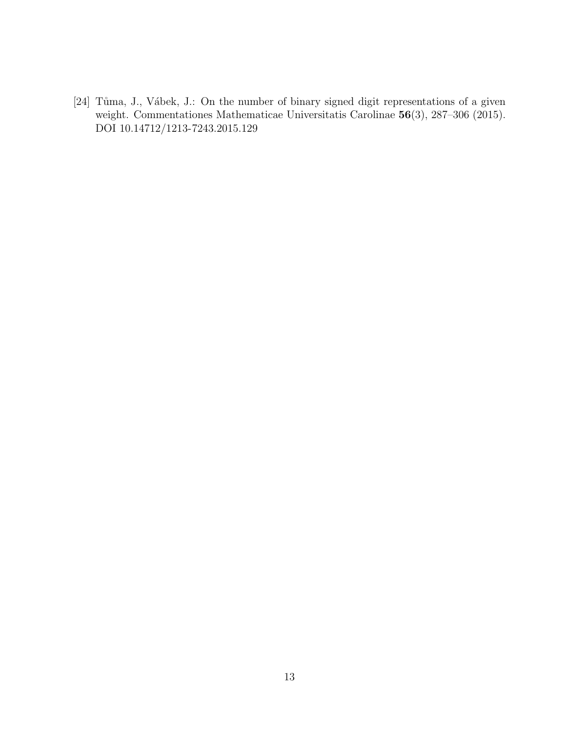[24] Tůma, J., Vábek, J.: On the number of binary signed digit representations of a given weight. Commentationes Mathematicae Universitatis Carolinae **56**(3), 287–306 (2015). DOI 10.14712/1213-7243.2015.129